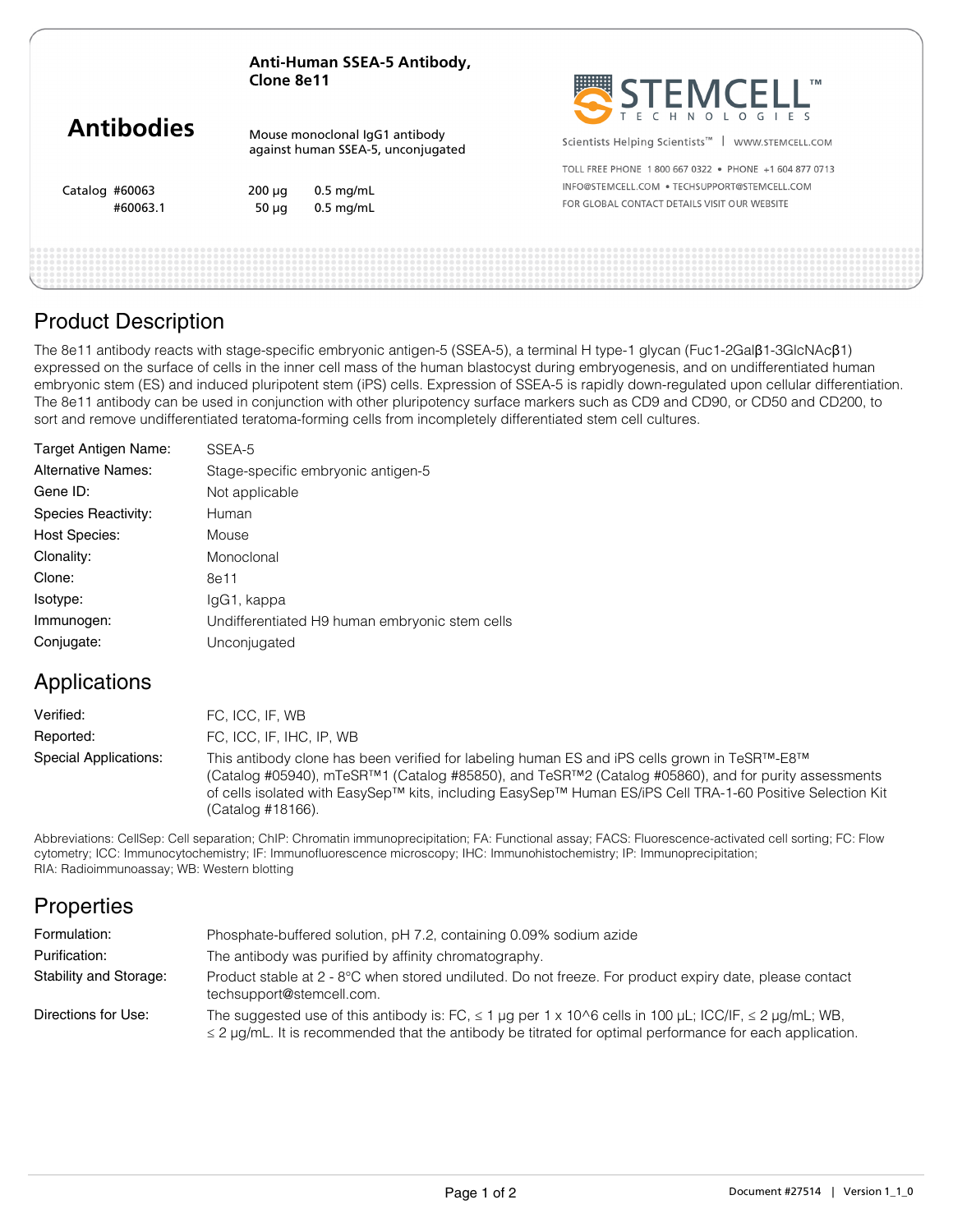# Antibodies

**Anti-Human SSEA-5 Antibody, Clone 8e11**

Mouse monoclonal IgG1 antibody against human SSEA-5, unconjugated

| Catalog | | |
|---|---|---|
| #60063 | 200 µg | 0.5 mg/mL |
| #60063.1 | 50 µg | 0.5 mg/mL |

STEMCELL™ TECHNOLOGIES

Scientists Helping Scientists™ | WWW.STEMCELL.COM

TOLL FREE PHONE 1 800 667 0322 • PHONE +1 604 877 0713
INFO@STEMCELL.COM • TECHSUPPORT@STEMCELL.COM
FOR GLOBAL CONTACT DETAILS VISIT OUR WEBSITE

## Product Description

The 8e11 antibody reacts with stage-specific embryonic antigen-5 (SSEA-5), a terminal H type-1 glycan (Fuc1-2Galβ1-3GlcNAcβ1) expressed on the surface of cells in the inner cell mass of the human blastocyst during embryogenesis, and on undifferentiated human embryonic stem (ES) and induced pluripotent stem (iPS) cells. Expression of SSEA-5 is rapidly down-regulated upon cellular differentiation. The 8e11 antibody can be used in conjunction with other pluripotency surface markers such as CD9 and CD90, or CD50 and CD200, to sort and remove undifferentiated teratoma-forming cells from incompletely differentiated stem cell cultures.

| | |
|---|---|
| Target Antigen Name: | SSEA-5 |
| Alternative Names: | Stage-specific embryonic antigen-5 |
| Gene ID: | Not applicable |
| Species Reactivity: | Human |
| Host Species: | Mouse |
| Clonality: | Monoclonal |
| Clone: | 8e11 |
| Isotype: | IgG1, kappa |
| Immunogen: | Undifferentiated H9 human embryonic stem cells |
| Conjugate: | Unconjugated |

## Applications

| | |
|---|---|
| Verified: | FC, ICC, IF, WB |
| Reported: | FC, ICC, IF, IHC, IP, WB |
| Special Applications: | This antibody clone has been verified for labeling human ES and iPS cells grown in TeSR™-E8™ (Catalog #05940), mTeSR™1 (Catalog #85850), and TeSR™2 (Catalog #05860), and for purity assessments of cells isolated with EasySep™ kits, including EasySep™ Human ES/iPS Cell TRA-1-60 Positive Selection Kit (Catalog #18166). |

Abbreviations: CellSep: Cell separation; ChIP: Chromatin immunoprecipitation; FA: Functional assay; FACS: Fluorescence-activated cell sorting; FC: Flow cytometry; ICC: Immunocytochemistry; IF: Immunofluorescence microscopy; IHC: Immunohistochemistry; IP: Immunoprecipitation; RIA: Radioimmunoassay; WB: Western blotting

## Properties

| | |
|---|---|
| Formulation: | Phosphate-buffered solution, pH 7.2, containing 0.09% sodium azide |
| Purification: | The antibody was purified by affinity chromatography. |
| Stability and Storage: | Product stable at 2 - 8°C when stored undiluted. Do not freeze. For product expiry date, please contact techsupport@stemcell.com. |
| Directions for Use: | The suggested use of this antibody is: FC, ≤ 1 µg per 1 x 10^6 cells in 100 µL; ICC/IF, ≤ 2 µg/mL; WB, ≤ 2 µg/mL. It is recommended that the antibody be titrated for optimal performance for each application. |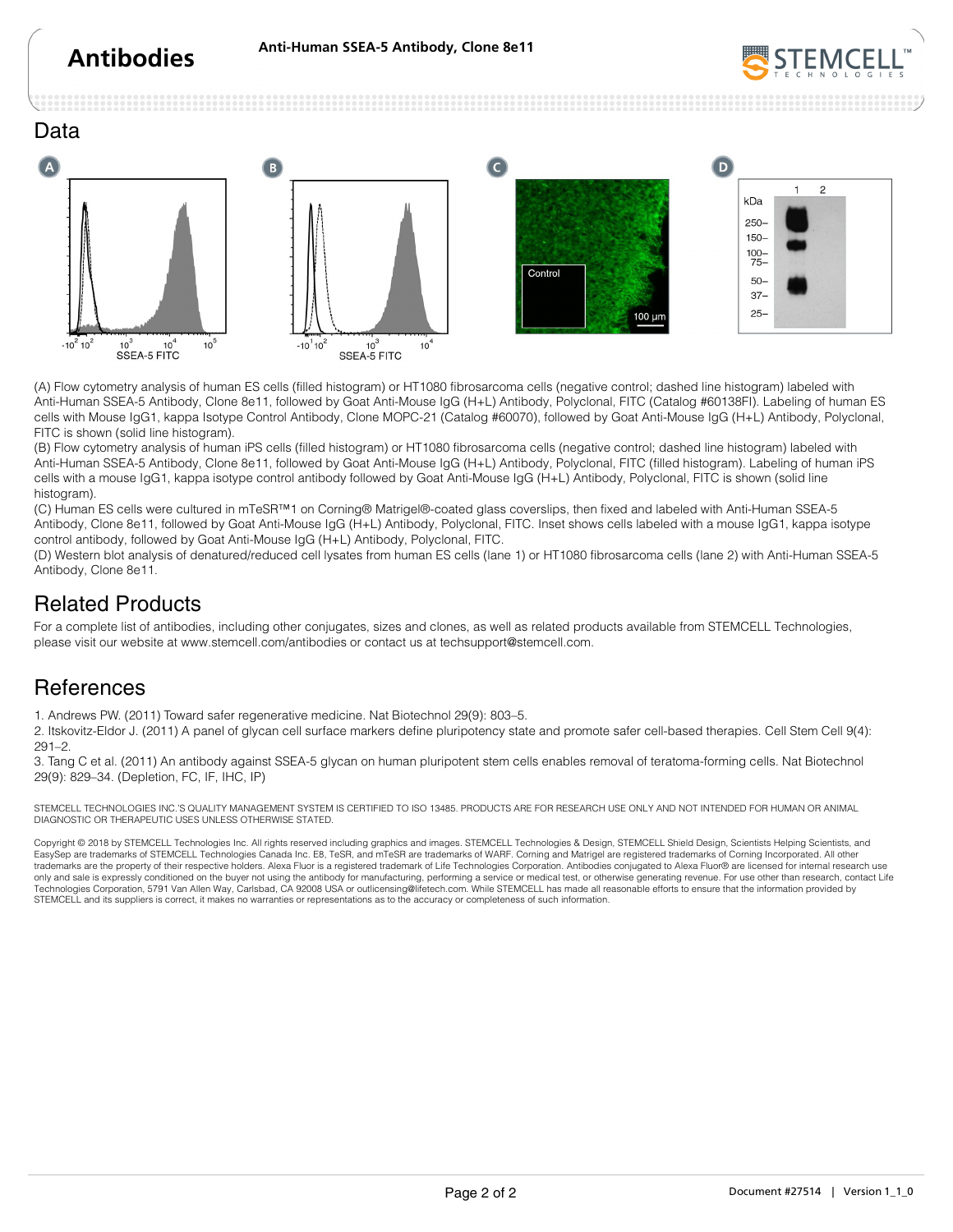## Data

A

$-10^2$ $10^2$ $10^3$ $10^4$ $10^5$
SSEA-5 FITC

B

$-10^1$ $10^2$ $10^3$ $10^4$
SSEA-5 FITC

C

Control
100 µm

D

1 2
kDa
250–
150–
100–
75–
50–
37–
25–

(A) Flow cytometry analysis of human ES cells (filled histogram) or HT1080 fibrosarcoma cells (negative control; dashed line histogram) labeled with Anti-Human SSEA-5 Antibody, Clone 8e11, followed by Goat Anti-Mouse IgG (H+L) Antibody, Polyclonal, FITC (Catalog #60138FI). Labeling of human ES cells with Mouse IgG1, kappa Isotype Control Antibody, Clone MOPC-21 (Catalog #60070), followed by Goat Anti-Mouse IgG (H+L) Antibody, Polyclonal, FITC is shown (solid line histogram).
(B) Flow cytometry analysis of human iPS cells (filled histogram) or HT1080 fibrosarcoma cells (negative control; dashed line histogram) labeled with Anti-Human SSEA-5 Antibody, Clone 8e11, followed by Goat Anti-Mouse IgG (H+L) Antibody, Polyclonal, FITC (filled histogram). Labeling of human iPS cells with a mouse IgG1, kappa isotype control antibody followed by Goat Anti-Mouse IgG (H+L) Antibody, Polyclonal, FITC is shown (solid line histogram).
(C) Human ES cells were cultured in mTeSR™1 on Corning® Matrigel®-coated glass coverslips, then fixed and labeled with Anti-Human SSEA-5 Antibody, Clone 8e11, followed by Goat Anti-Mouse IgG (H+L) Antibody, Polyclonal, FITC. Inset shows cells labeled with a mouse IgG1, kappa isotype control antibody, followed by Goat Anti-Mouse IgG (H+L) Antibody, Polyclonal, FITC.
(D) Western blot analysis of denatured/reduced cell lysates from human ES cells (lane 1) or HT1080 fibrosarcoma cells (lane 2) with Anti-Human SSEA-5 Antibody, Clone 8e11.

## Related Products

For a complete list of antibodies, including other conjugates, sizes and clones, as well as related products available from STEMCELL Technologies, please visit our website at www.stemcell.com/antibodies or contact us at techsupport@stemcell.com.

## References

1. Andrews PW. (2011) Toward safer regenerative medicine. Nat Biotechnol 29(9): 803–5.
2. Itskovitz-Eldor J. (2011) A panel of glycan cell surface markers define pluripotency state and promote safer cell-based therapies. Cell Stem Cell 9(4): 291–2.
3. Tang C et al. (2011) An antibody against SSEA-5 glycan on human pluripotent stem cells enables removal of teratoma-forming cells. Nat Biotechnol 29(9): 829–34. (Depletion, FC, IF, IHC, IP)

STEMCELL TECHNOLOGIES INC.'S QUALITY MANAGEMENT SYSTEM IS CERTIFIED TO ISO 13485. PRODUCTS ARE FOR RESEARCH USE ONLY AND NOT INTENDED FOR HUMAN OR ANIMAL DIAGNOSTIC OR THERAPEUTIC USES UNLESS OTHERWISE STATED.

Copyright © 2018 by STEMCELL Technologies Inc. All rights reserved including graphics and images. STEMCELL Technologies & Design, STEMCELL Shield Design, Scientists Helping Scientists, and EasySep are trademarks of STEMCELL Technologies Canada Inc. E8, TeSR, and mTeSR are trademarks of WARF. Corning and Matrigel are registered trademarks of Corning Incorporated. All other trademarks are the property of their respective holders. Alexa Fluor is a registered trademark of Life Technologies Corporation. Antibodies conjugated to Alexa Fluor® are licensed for internal research use only and sale is expressly conditioned on the buyer not using the antibody for manufacturing, performing a service or medical test, or otherwise generating revenue. For use other than research, contact Life Technologies Corporation, 5791 Van Allen Way, Carlsbad, CA 92008 USA or outlicensing@lifetech.com. While STEMCELL has made all reasonable efforts to ensure that the information provided by STEMCELL and its suppliers is correct, it makes no warranties or representations as to the accuracy or completeness of such information.